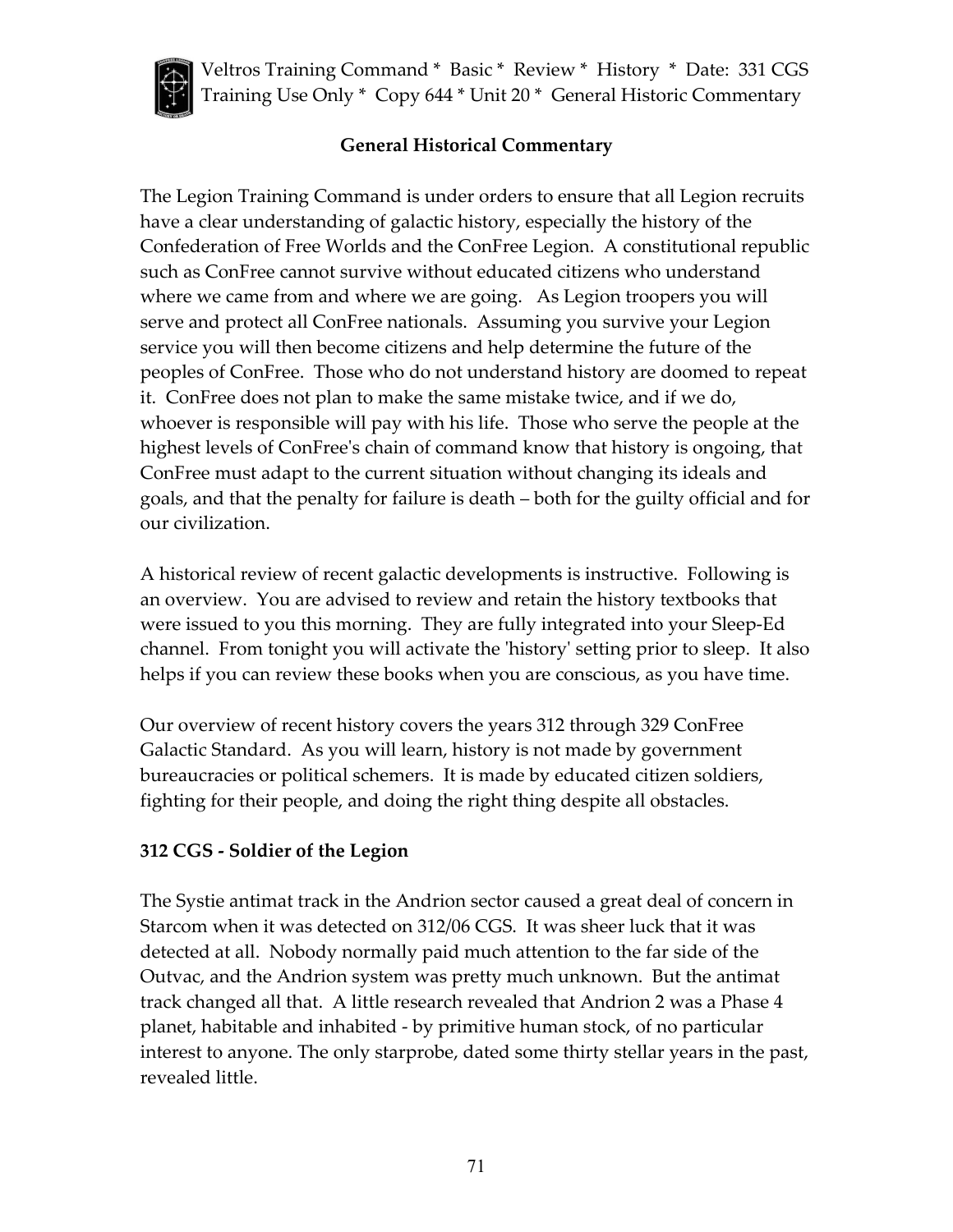## General Historical Commentary

The Legion Training Command is under orders to ensure that all Legion recruits have a clear understanding of galactic history, especially the history of the Confederation of Free Worlds and the ConFree Legion. A constitutional republic such as ConFree cannot survive without educated citizens who understand where we came from and where we are going. As Legion troopers you will serve and protect all ConFree nationals. Assuming you survive your Legion service you will then become citizens and help determine the future of the peoples of ConFree. Those who do not understand history are doomed to repeat it. ConFree does not plan to make the same mistake twice, and if we do, whoever is responsible will pay with his life. Those who serve the people at the highest levels of ConFree's chain of command know that history is ongoing, that ConFree must adapt to the current situation without changing its ideals and goals, and that the penalty for failure is death – both for the guilty official and for our civilization.

A historical review of recent galactic developments is instructive. Following is an overview. You are advised to review and retain the history textbooks that were issued to you this morning. They are fully integrated into your Sleep-Ed channel. From tonight you will activate the 'history' setting prior to sleep. It also helps if you can review these books when you are conscious, as you have time.

Our overview of recent history covers the years 312 through 329 ConFree Galactic Standard. As you will learn, history is not made by government bureaucracies or political schemers. It is made by educated citizen soldiers, fighting for their people, and doing the right thing despite all obstacles.

### 312 CGS - Soldier of the Legion

The Systie antimat track in the Andrion sector caused a great deal of concern in Starcom when it was detected on 312/06 CGS. It was sheer luck that it was detected at all. Nobody normally paid much attention to the far side of the Outvac, and the Andrion system was pretty much unknown. But the antimat track changed all that. A little research revealed that Andrion 2 was a Phase 4 planet, habitable and inhabited - by primitive human stock, of no particular interest to anyone. The only starprobe, dated some thirty stellar years in the past, revealed little.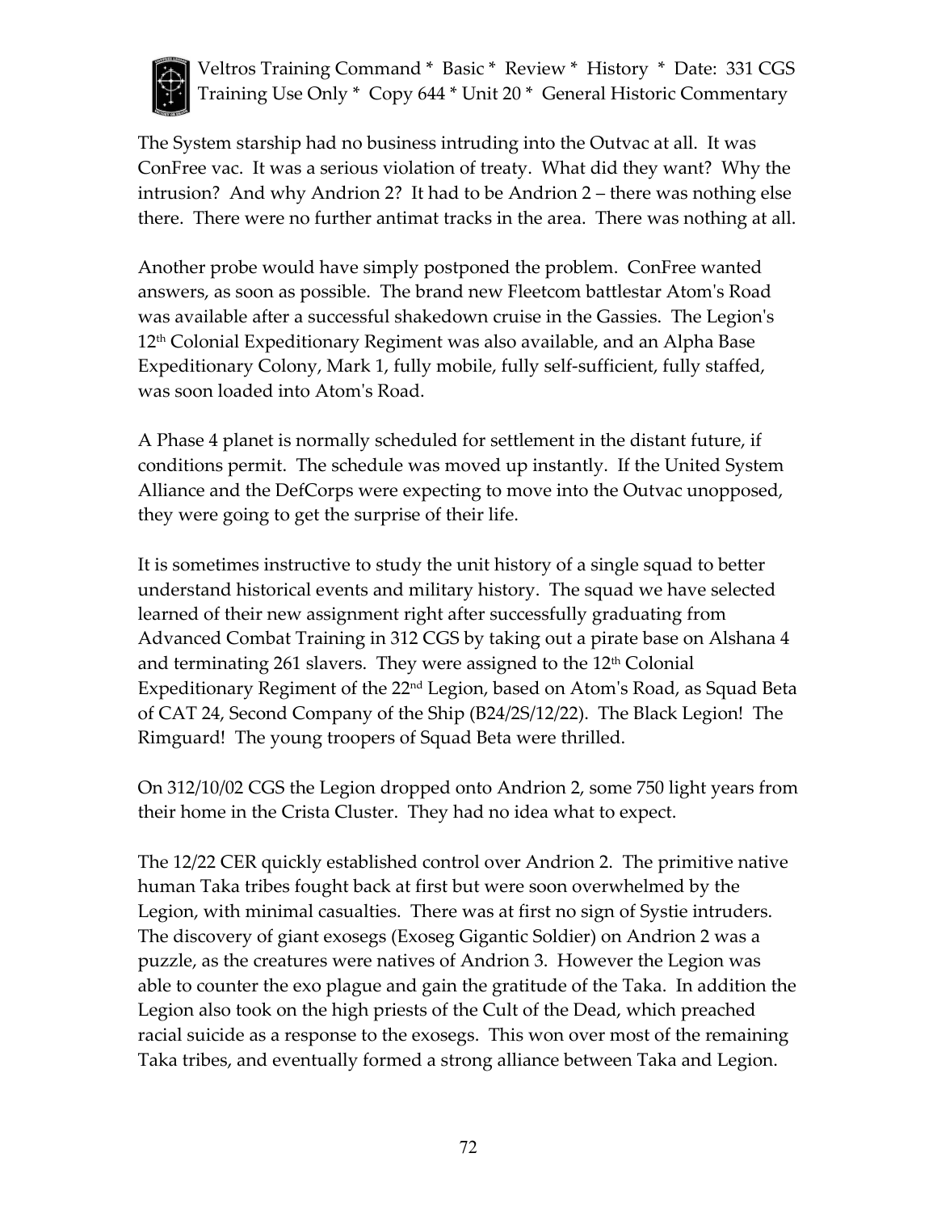The System starship had no business intruding into the Outvac at all. It was ConFree vac. It was a serious violation of treaty. What did they want? Why the intrusion? And why Andrion 2? It had to be Andrion 2 – there was nothing else there. There were no further antimat tracks in the area. There was nothing at all.

Another probe would have simply postponed the problem. ConFree wanted answers, as soon as possible. The brand new Fleetcom battlestar Atom's Road was available after a successful shakedown cruise in the Gassies. The Legion's 12th Colonial Expeditionary Regiment was also available, and an Alpha Base Expeditionary Colony, Mark 1, fully mobile, fully self-sufficient, fully staffed, was soon loaded into Atom's Road.

A Phase 4 planet is normally scheduled for settlement in the distant future, if conditions permit. The schedule was moved up instantly. If the United System Alliance and the DefCorps were expecting to move into the Outvac unopposed, they were going to get the surprise of their life.

It is sometimes instructive to study the unit history of a single squad to better understand historical events and military history. The squad we have selected learned of their new assignment right after successfully graduating from Advanced Combat Training in 312 CGS by taking out a pirate base on Alshana 4 and terminating 261 slavers. They were assigned to the 12th Colonial Expeditionary Regiment of the 22nd Legion, based on Atom's Road, as Squad Beta of CAT 24, Second Company of the Ship (B24/2S/12/22). The Black Legion! The Rimguard! The young troopers of Squad Beta were thrilled.

On 312/10/02 CGS the Legion dropped onto Andrion 2, some 750 light years from their home in the Crista Cluster. They had no idea what to expect.

The 12/22 CER quickly established control over Andrion 2. The primitive native human Taka tribes fought back at first but were soon overwhelmed by the Legion, with minimal casualties. There was at first no sign of Systie intruders. The discovery of giant exosegs (Exoseg Gigantic Soldier) on Andrion 2 was a puzzle, as the creatures were natives of Andrion 3. However the Legion was able to counter the exo plague and gain the gratitude of the Taka. In addition the Legion also took on the high priests of the Cult of the Dead, which preached racial suicide as a response to the exosegs. This won over most of the remaining Taka tribes, and eventually formed a strong alliance between Taka and Legion.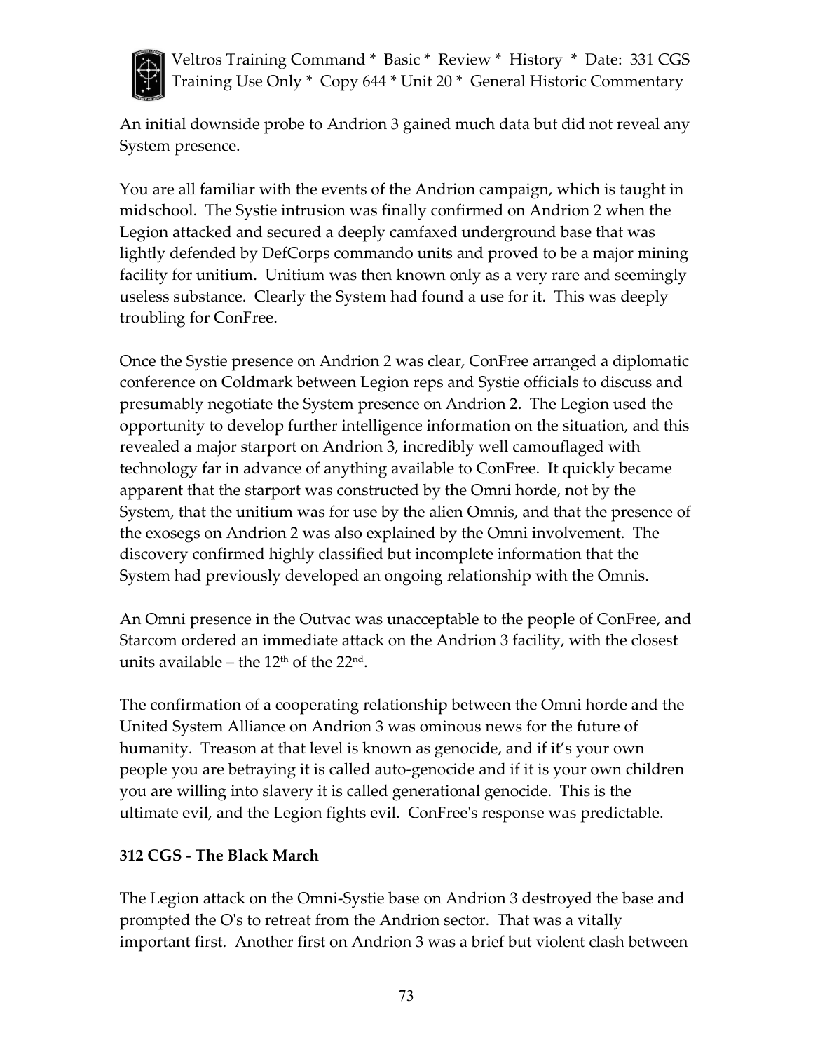An initial downside probe to Andrion 3 gained much data but did not reveal any System presence.

You are all familiar with the events of the Andrion campaign, which is taught in midschool. The Systie intrusion was finally confirmed on Andrion 2 when the Legion attacked and secured a deeply camfaxed underground base that was lightly defended by DefCorps commando units and proved to be a major mining facility for unitium. Unitium was then known only as a very rare and seemingly useless substance. Clearly the System had found a use for it. This was deeply troubling for ConFree.

Once the Systie presence on Andrion 2 was clear, ConFree arranged a diplomatic conference on Coldmark between Legion reps and Systie officials to discuss and presumably negotiate the System presence on Andrion 2. The Legion used the opportunity to develop further intelligence information on the situation, and this revealed a major starport on Andrion 3, incredibly well camouflaged with technology far in advance of anything available to ConFree. It quickly became apparent that the starport was constructed by the Omni horde, not by the System, that the unitium was for use by the alien Omnis, and that the presence of the exosegs on Andrion 2 was also explained by the Omni involvement. The discovery confirmed highly classified but incomplete information that the System had previously developed an ongoing relationship with the Omnis.

An Omni presence in the Outvac was unacceptable to the people of ConFree, and Starcom ordered an immediate attack on the Andrion 3 facility, with the closest units available – the 12th of the 22nd.

The confirmation of a cooperating relationship between the Omni horde and the United System Alliance on Andrion 3 was ominous news for the future of humanity. Treason at that level is known as genocide, and if it's your own people you are betraying it is called auto-genocide and if it is your own children you are willing into slavery it is called generational genocide. This is the ultimate evil, and the Legion fights evil. ConFree's response was predictable.

**312 CGS - The Black March**

The Legion attack on the Omni-Systie base on Andrion 3 destroyed the base and prompted the O's to retreat from the Andrion sector. That was a vitally important first. Another first on Andrion 3 was a brief but violent clash between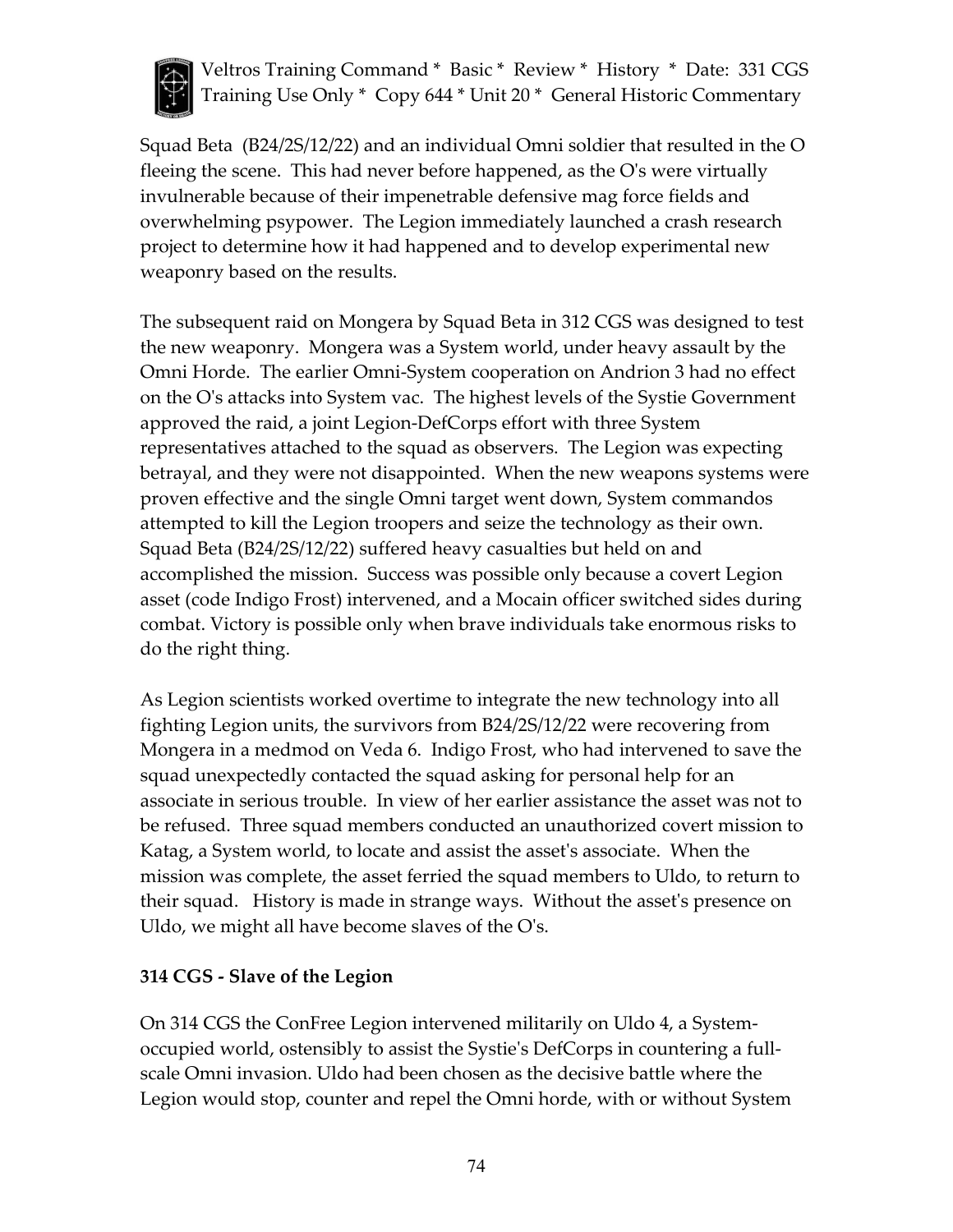Squad Beta (B24/2S/12/22) and an individual Omni soldier that resulted in the O fleeing the scene. This had never before happened, as the O's were virtually invulnerable because of their impenetrable defensive mag force fields and overwhelming psypower. The Legion immediately launched a crash research project to determine how it had happened and to develop experimental new weaponry based on the results.

The subsequent raid on Mongera by Squad Beta in 312 CGS was designed to test the new weaponry. Mongera was a System world, under heavy assault by the Omni Horde. The earlier Omni-System cooperation on Andrion 3 had no effect on the O's attacks into System vac. The highest levels of the Systie Government approved the raid, a joint Legion-DefCorps effort with three System representatives attached to the squad as observers. The Legion was expecting betrayal, and they were not disappointed. When the new weapons systems were proven effective and the single Omni target went down, System commandos attempted to kill the Legion troopers and seize the technology as their own. Squad Beta (B24/2S/12/22) suffered heavy casualties but held on and accomplished the mission. Success was possible only because a covert Legion asset (code Indigo Frost) intervened, and a Mocain officer switched sides during combat. Victory is possible only when brave individuals take enormous risks to do the right thing.

As Legion scientists worked overtime to integrate the new technology into all fighting Legion units, the survivors from B24/2S/12/22 were recovering from Mongera in a medmod on Veda 6. Indigo Frost, who had intervened to save the squad unexpectedly contacted the squad asking for personal help for an associate in serious trouble. In view of her earlier assistance the asset was not to be refused. Three squad members conducted an unauthorized covert mission to Katag, a System world, to locate and assist the asset's associate. When the mission was complete, the asset ferried the squad members to Uldo, to return to their squad. History is made in strange ways. Without the asset's presence on Uldo, we might all have become slaves of the O's.

**314 CGS - Slave of the Legion**

On 314 CGS the ConFree Legion intervened militarily on Uldo 4, a System-occupied world, ostensibly to assist the Systie's DefCorps in countering a full-scale Omni invasion. Uldo had been chosen as the decisive battle where the Legion would stop, counter and repel the Omni horde, with or without System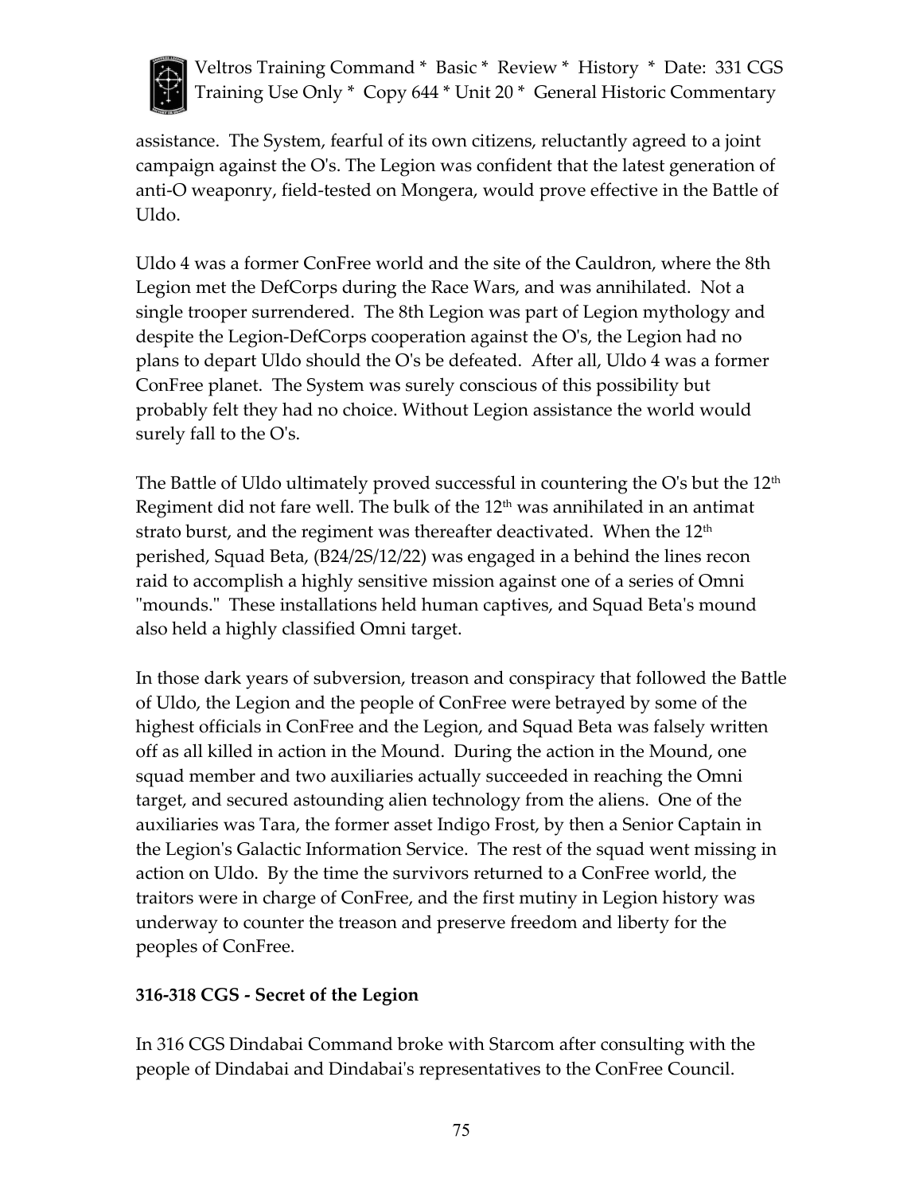assistance. The System, fearful of its own citizens, reluctantly agreed to a joint campaign against the O's. The Legion was confident that the latest generation of anti-O weaponry, field-tested on Mongera, would prove effective in the Battle of Uldo.

Uldo 4 was a former ConFree world and the site of the Cauldron, where the 8th Legion met the DefCorps during the Race Wars, and was annihilated. Not a single trooper surrendered. The 8th Legion was part of Legion mythology and despite the Legion-DefCorps cooperation against the O's, the Legion had no plans to depart Uldo should the O's be defeated. After all, Uldo 4 was a former ConFree planet. The System was surely conscious of this possibility but probably felt they had no choice. Without Legion assistance the world would surely fall to the O's.

The Battle of Uldo ultimately proved successful in countering the O's but the 12th Regiment did not fare well. The bulk of the 12th was annihilated in an antimat strato burst, and the regiment was thereafter deactivated. When the 12th perished, Squad Beta, (B24/2S/12/22) was engaged in a behind the lines recon raid to accomplish a highly sensitive mission against one of a series of Omni "mounds." These installations held human captives, and Squad Beta's mound also held a highly classified Omni target.

In those dark years of subversion, treason and conspiracy that followed the Battle of Uldo, the Legion and the people of ConFree were betrayed by some of the highest officials in ConFree and the Legion, and Squad Beta was falsely written off as all killed in action in the Mound. During the action in the Mound, one squad member and two auxiliaries actually succeeded in reaching the Omni target, and secured astounding alien technology from the aliens. One of the auxiliaries was Tara, the former asset Indigo Frost, by then a Senior Captain in the Legion's Galactic Information Service. The rest of the squad went missing in action on Uldo. By the time the survivors returned to a ConFree world, the traitors were in charge of ConFree, and the first mutiny in Legion history was underway to counter the treason and preserve freedom and liberty for the peoples of ConFree.

**316-318 CGS - Secret of the Legion**

In 316 CGS Dindabai Command broke with Starcom after consulting with the people of Dindabai and Dindabai's representatives to the ConFree Council.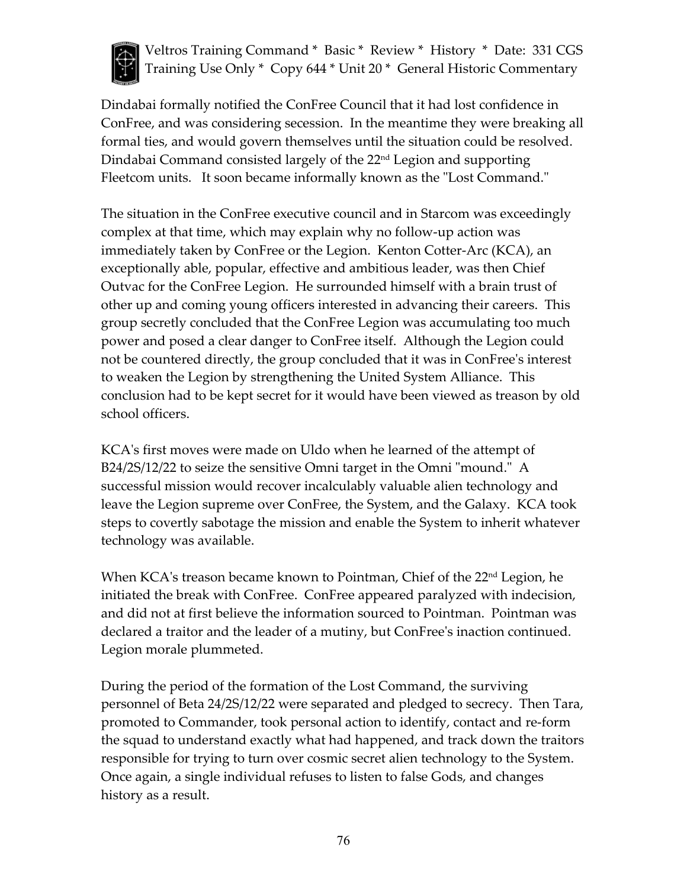Dindabai formally notified the ConFree Council that it had lost confidence in ConFree, and was considering secession. In the meantime they were breaking all formal ties, and would govern themselves until the situation could be resolved. Dindabai Command consisted largely of the 22nd Legion and supporting Fleetcom units. It soon became informally known as the "Lost Command."

The situation in the ConFree executive council and in Starcom was exceedingly complex at that time, which may explain why no follow-up action was immediately taken by ConFree or the Legion. Kenton Cotter-Arc (KCA), an exceptionally able, popular, effective and ambitious leader, was then Chief Outvac for the ConFree Legion. He surrounded himself with a brain trust of other up and coming young officers interested in advancing their careers. This group secretly concluded that the ConFree Legion was accumulating too much power and posed a clear danger to ConFree itself. Although the Legion could not be countered directly, the group concluded that it was in ConFree's interest to weaken the Legion by strengthening the United System Alliance. This conclusion had to be kept secret for it would have been viewed as treason by old school officers.

KCA's first moves were made on Uldo when he learned of the attempt of B24/2S/12/22 to seize the sensitive Omni target in the Omni "mound." A successful mission would recover incalculably valuable alien technology and leave the Legion supreme over ConFree, the System, and the Galaxy. KCA took steps to covertly sabotage the mission and enable the System to inherit whatever technology was available.

When KCA's treason became known to Pointman, Chief of the 22nd Legion, he initiated the break with ConFree. ConFree appeared paralyzed with indecision, and did not at first believe the information sourced to Pointman. Pointman was declared a traitor and the leader of a mutiny, but ConFree's inaction continued. Legion morale plummeted.

During the period of the formation of the Lost Command, the surviving personnel of Beta 24/2S/12/22 were separated and pledged to secrecy. Then Tara, promoted to Commander, took personal action to identify, contact and re-form the squad to understand exactly what had happened, and track down the traitors responsible for trying to turn over cosmic secret alien technology to the System. Once again, a single individual refuses to listen to false Gods, and changes history as a result.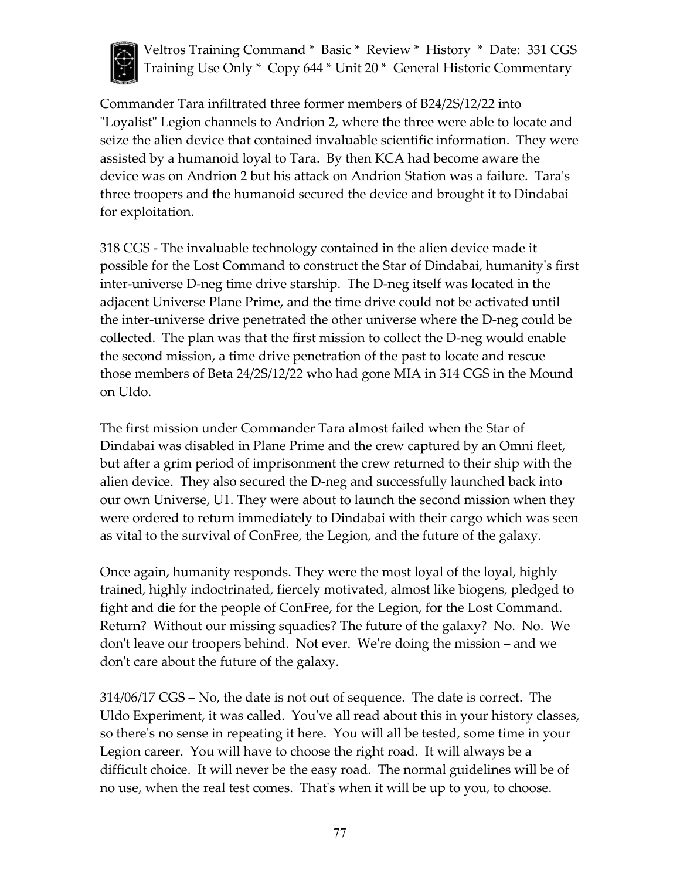Commander Tara infiltrated three former members of B24/2S/12/22 into "Loyalist" Legion channels to Andrion 2, where the three were able to locate and seize the alien device that contained invaluable scientific information. They were assisted by a humanoid loyal to Tara. By then KCA had become aware the device was on Andrion 2 but his attack on Andrion Station was a failure. Tara's three troopers and the humanoid secured the device and brought it to Dindabai for exploitation.

318 CGS - The invaluable technology contained in the alien device made it possible for the Lost Command to construct the Star of Dindabai, humanity's first inter-universe D-neg time drive starship. The D-neg itself was located in the adjacent Universe Plane Prime, and the time drive could not be activated until the inter-universe drive penetrated the other universe where the D-neg could be collected. The plan was that the first mission to collect the D-neg would enable the second mission, a time drive penetration of the past to locate and rescue those members of Beta 24/2S/12/22 who had gone MIA in 314 CGS in the Mound on Uldo.

The first mission under Commander Tara almost failed when the Star of Dindabai was disabled in Plane Prime and the crew captured by an Omni fleet, but after a grim period of imprisonment the crew returned to their ship with the alien device. They also secured the D-neg and successfully launched back into our own Universe, U1. They were about to launch the second mission when they were ordered to return immediately to Dindabai with their cargo which was seen as vital to the survival of ConFree, the Legion, and the future of the galaxy.

Once again, humanity responds. They were the most loyal of the loyal, highly trained, highly indoctrinated, fiercely motivated, almost like biogens, pledged to fight and die for the people of ConFree, for the Legion, for the Lost Command. Return? Without our missing squadies? The future of the galaxy? No. No. We don't leave our troopers behind. Not ever. We're doing the mission – and we don't care about the future of the galaxy.

314/06/17 CGS – No, the date is not out of sequence. The date is correct. The Uldo Experiment, it was called. You've all read about this in your history classes, so there's no sense in repeating it here. You will all be tested, some time in your Legion career. You will have to choose the right road. It will always be a difficult choice. It will never be the easy road. The normal guidelines will be of no use, when the real test comes. That's when it will be up to you, to choose.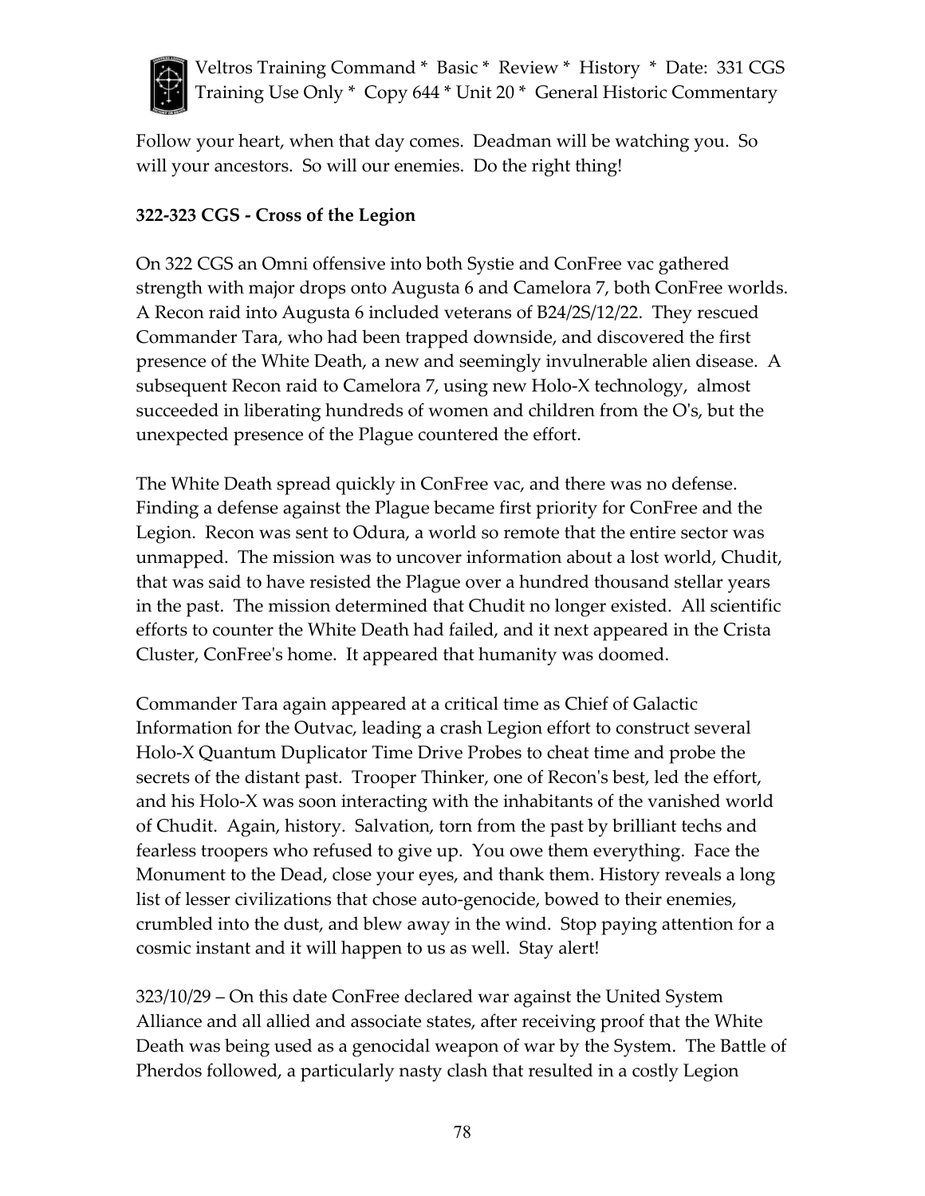Follow your heart, when that day comes. Deadman will be watching you. So will your ancestors. So will our enemies. Do the right thing!

**322-323 CGS - Cross of the Legion**

On 322 CGS an Omni offensive into both Systie and ConFree vac gathered strength with major drops onto Augusta 6 and Camelora 7, both ConFree worlds. A Recon raid into Augusta 6 included veterans of B24/2S/12/22. They rescued Commander Tara, who had been trapped downside, and discovered the first presence of the White Death, a new and seemingly invulnerable alien disease. A subsequent Recon raid to Camelora 7, using new Holo-X technology, almost succeeded in liberating hundreds of women and children from the O's, but the unexpected presence of the Plague countered the effort.

The White Death spread quickly in ConFree vac, and there was no defense. Finding a defense against the Plague became first priority for ConFree and the Legion. Recon was sent to Odura, a world so remote that the entire sector was unmapped. The mission was to uncover information about a lost world, Chudit, that was said to have resisted the Plague over a hundred thousand stellar years in the past. The mission determined that Chudit no longer existed. All scientific efforts to counter the White Death had failed, and it next appeared in the Crista Cluster, ConFree's home. It appeared that humanity was doomed.

Commander Tara again appeared at a critical time as Chief of Galactic Information for the Outvac, leading a crash Legion effort to construct several Holo-X Quantum Duplicator Time Drive Probes to cheat time and probe the secrets of the distant past. Trooper Thinker, one of Recon's best, led the effort, and his Holo-X was soon interacting with the inhabitants of the vanished world of Chudit. Again, history. Salvation, torn from the past by brilliant techs and fearless troopers who refused to give up. You owe them everything. Face the Monument to the Dead, close your eyes, and thank them. History reveals a long list of lesser civilizations that chose auto-genocide, bowed to their enemies, crumbled into the dust, and blew away in the wind. Stop paying attention for a cosmic instant and it will happen to us as well. Stay alert!

323/10/29 – On this date ConFree declared war against the United System Alliance and all allied and associate states, after receiving proof that the White Death was being used as a genocidal weapon of war by the System. The Battle of Pherdos followed, a particularly nasty clash that resulted in a costly Legion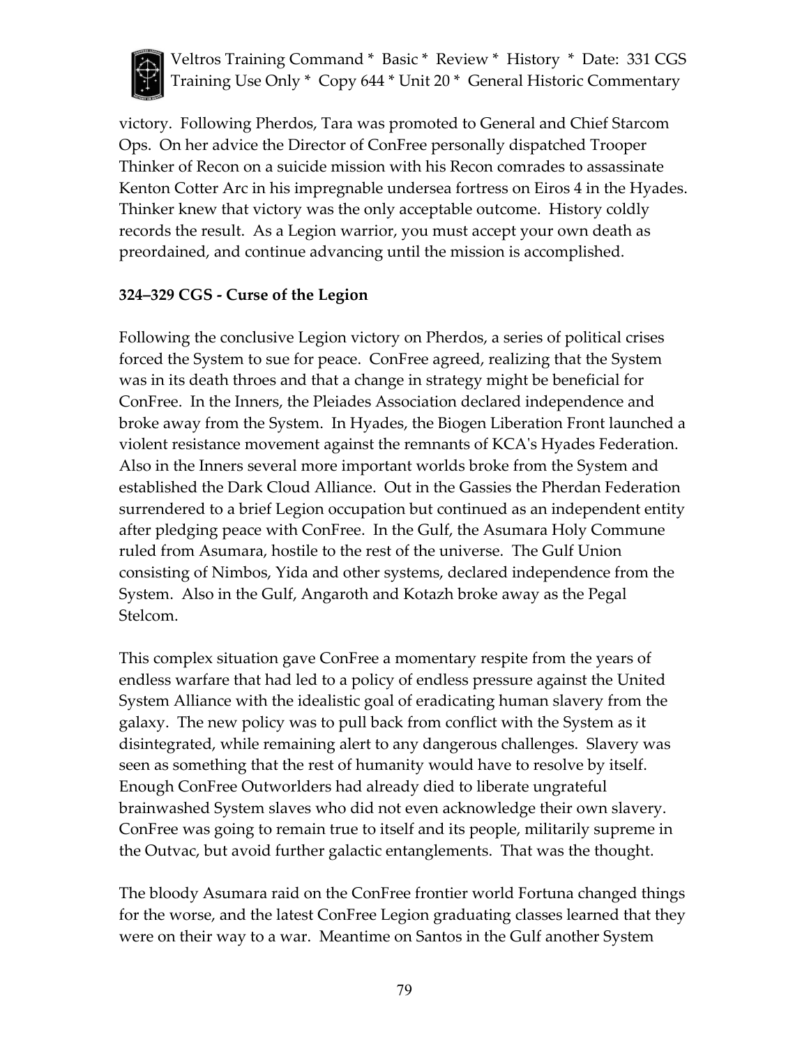victory. Following Pherdos, Tara was promoted to General and Chief Starcom Ops. On her advice the Director of ConFree personally dispatched Trooper Thinker of Recon on a suicide mission with his Recon comrades to assassinate Kenton Cotter Arc in his impregnable undersea fortress on Eiros 4 in the Hyades. Thinker knew that victory was the only acceptable outcome. History coldly records the result. As a Legion warrior, you must accept your own death as preordained, and continue advancing until the mission is accomplished.

**324–329 CGS - Curse of the Legion**

Following the conclusive Legion victory on Pherdos, a series of political crises forced the System to sue for peace. ConFree agreed, realizing that the System was in its death throes and that a change in strategy might be beneficial for ConFree. In the Inners, the Pleiades Association declared independence and broke away from the System. In Hyades, the Biogen Liberation Front launched a violent resistance movement against the remnants of KCA's Hyades Federation. Also in the Inners several more important worlds broke from the System and established the Dark Cloud Alliance. Out in the Gassies the Pherdan Federation surrendered to a brief Legion occupation but continued as an independent entity after pledging peace with ConFree. In the Gulf, the Asumara Holy Commune ruled from Asumara, hostile to the rest of the universe. The Gulf Union consisting of Nimbos, Yida and other systems, declared independence from the System. Also in the Gulf, Angaroth and Kotazh broke away as the Pegal Stelcom.

This complex situation gave ConFree a momentary respite from the years of endless warfare that had led to a policy of endless pressure against the United System Alliance with the idealistic goal of eradicating human slavery from the galaxy. The new policy was to pull back from conflict with the System as it disintegrated, while remaining alert to any dangerous challenges. Slavery was seen as something that the rest of humanity would have to resolve by itself. Enough ConFree Outworlders had already died to liberate ungrateful brainwashed System slaves who did not even acknowledge their own slavery. ConFree was going to remain true to itself and its people, militarily supreme in the Outvac, but avoid further galactic entanglements. That was the thought.

The bloody Asumara raid on the ConFree frontier world Fortuna changed things for the worse, and the latest ConFree Legion graduating classes learned that they were on their way to a war. Meantime on Santos in the Gulf another System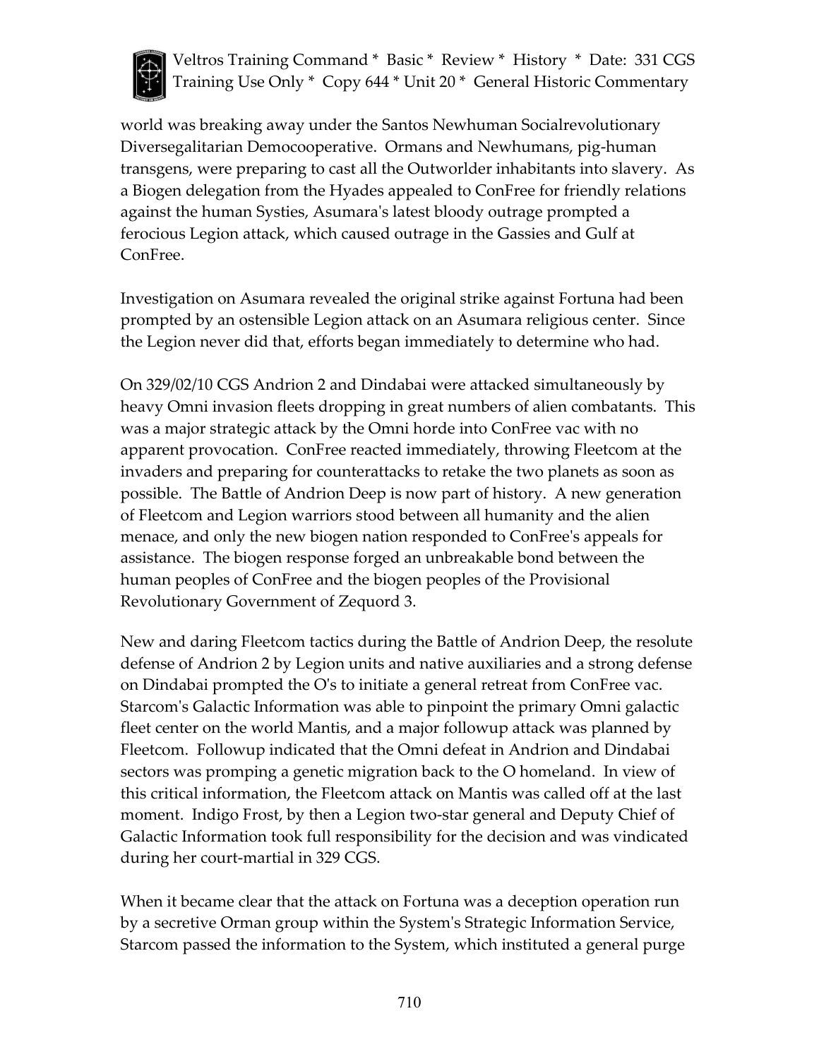world was breaking away under the Santos Newhuman Socialrevolutionary Diversegalitarian Democooperative. Ormans and Newhumans, pig-human transgens, were preparing to cast all the Outworlder inhabitants into slavery. As a Biogen delegation from the Hyades appealed to ConFree for friendly relations against the human Systies, Asumara's latest bloody outrage prompted a ferocious Legion attack, which caused outrage in the Gassies and Gulf at ConFree.

Investigation on Asumara revealed the original strike against Fortuna had been prompted by an ostensible Legion attack on an Asumara religious center. Since the Legion never did that, efforts began immediately to determine who had.

On 329/02/10 CGS Andrion 2 and Dindabai were attacked simultaneously by heavy Omni invasion fleets dropping in great numbers of alien combatants. This was a major strategic attack by the Omni horde into ConFree vac with no apparent provocation. ConFree reacted immediately, throwing Fleetcom at the invaders and preparing for counterattacks to retake the two planets as soon as possible. The Battle of Andrion Deep is now part of history. A new generation of Fleetcom and Legion warriors stood between all humanity and the alien menace, and only the new biogen nation responded to ConFree's appeals for assistance. The biogen response forged an unbreakable bond between the human peoples of ConFree and the biogen peoples of the Provisional Revolutionary Government of Zequord 3.

New and daring Fleetcom tactics during the Battle of Andrion Deep, the resolute defense of Andrion 2 by Legion units and native auxiliaries and a strong defense on Dindabai prompted the O's to initiate a general retreat from ConFree vac. Starcom's Galactic Information was able to pinpoint the primary Omni galactic fleet center on the world Mantis, and a major followup attack was planned by Fleetcom. Followup indicated that the Omni defeat in Andrion and Dindabai sectors was promping a genetic migration back to the O homeland. In view of this critical information, the Fleetcom attack on Mantis was called off at the last moment. Indigo Frost, by then a Legion two-star general and Deputy Chief of Galactic Information took full responsibility for the decision and was vindicated during her court-martial in 329 CGS.

When it became clear that the attack on Fortuna was a deception operation run by a secretive Orman group within the System's Strategic Information Service, Starcom passed the information to the System, which instituted a general purge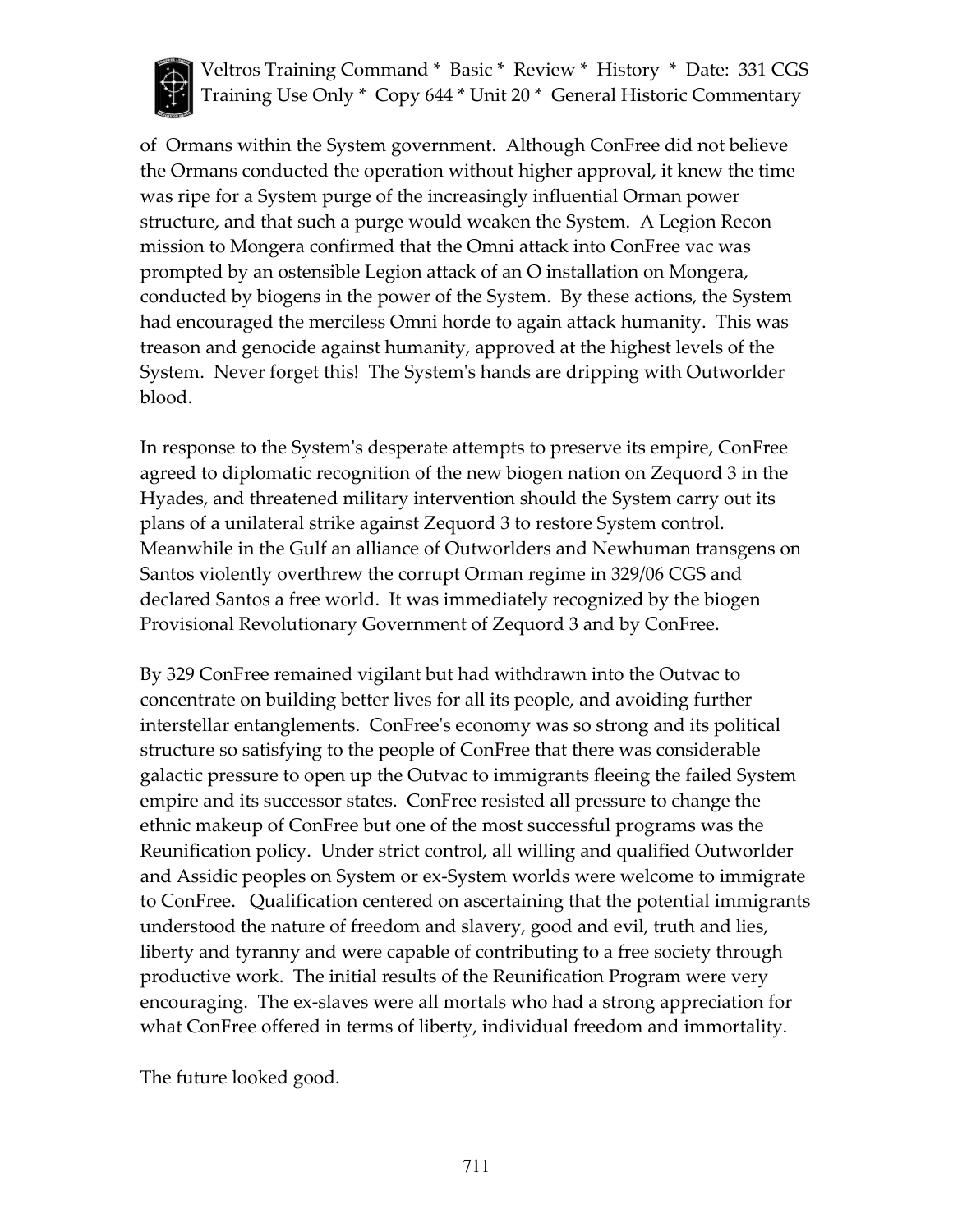of Ormans within the System government. Although ConFree did not believe the Ormans conducted the operation without higher approval, it knew the time was ripe for a System purge of the increasingly influential Orman power structure, and that such a purge would weaken the System. A Legion Recon mission to Mongera confirmed that the Omni attack into ConFree vac was prompted by an ostensible Legion attack of an O installation on Mongera, conducted by biogens in the power of the System. By these actions, the System had encouraged the merciless Omni horde to again attack humanity. This was treason and genocide against humanity, approved at the highest levels of the System. Never forget this! The System's hands are dripping with Outworlder blood.

In response to the System's desperate attempts to preserve its empire, ConFree agreed to diplomatic recognition of the new biogen nation on Zequord 3 in the Hyades, and threatened military intervention should the System carry out its plans of a unilateral strike against Zequord 3 to restore System control. Meanwhile in the Gulf an alliance of Outworlders and Newhuman transgens on Santos violently overthrew the corrupt Orman regime in 329/06 CGS and declared Santos a free world. It was immediately recognized by the biogen Provisional Revolutionary Government of Zequord 3 and by ConFree.

By 329 ConFree remained vigilant but had withdrawn into the Outvac to concentrate on building better lives for all its people, and avoiding further interstellar entanglements. ConFree's economy was so strong and its political structure so satisfying to the people of ConFree that there was considerable galactic pressure to open up the Outvac to immigrants fleeing the failed System empire and its successor states. ConFree resisted all pressure to change the ethnic makeup of ConFree but one of the most successful programs was the Reunification policy. Under strict control, all willing and qualified Outworlder and Assidic peoples on System or ex-System worlds were welcome to immigrate to ConFree. Qualification centered on ascertaining that the potential immigrants understood the nature of freedom and slavery, good and evil, truth and lies, liberty and tyranny and were capable of contributing to a free society through productive work. The initial results of the Reunification Program were very encouraging. The ex-slaves were all mortals who had a strong appreciation for what ConFree offered in terms of liberty, individual freedom and immortality.

The future looked good.